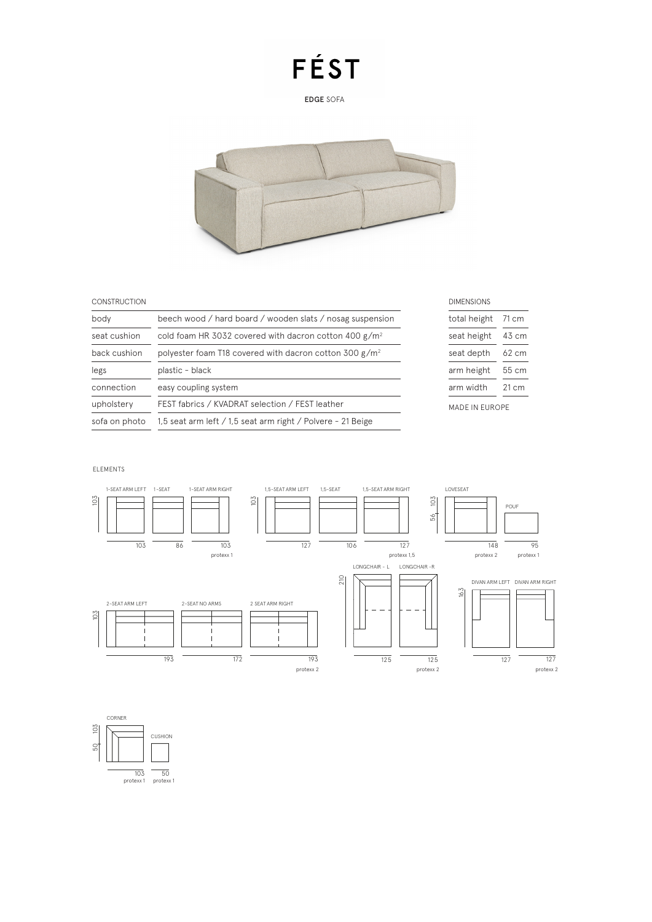# FÉST

**EDGE** SOFA

CONSTRUCTION

| | |
|---|---|
| body | beech wood / hard board / wooden slats / nosag suspension |
| seat cushion | cold foam HR 3032 covered with dacron cotton 400 g/m² |
| back cushion | polyester foam T18 covered with dacron cotton 300 g/m² |
| legs | plastic - black |
| connection | easy coupling system |
| upholstery | FEST fabrics / KVADRAT selection / FEST leather |
| sofa on photo | 1,5 seat arm left / 1,5 seat arm right / Polvere - 21 Beige |

DIMENSIONS

| | |
|---|---|
| total height | 71 cm |
| seat height | 43 cm |
| seat depth | 62 cm |
| arm height | 55 cm |
| arm width | 21 cm |

MADE IN EUROPE

ELEMENTS

1-SEAT ARM LEFT
1-SEAT
1-SEAT ARM RIGHT
103
103
86
103
protexx 1

1,5-SEAT ARM LEFT
1,5-SEAT
1,5-SEAT ARM RIGHT
103
127
106
127
protexx 1,5

LOVESEAT
103
56
148
protexx 2

POUF
95
protexx 1

2-SEAT ARM LEFT
2-SEAT NO ARMS
2 SEAT ARM RIGHT
103
193
172
193
protexx 2

LONGCHAIR - L
LONGCHAIR -R
210
125
125
protexx 2

DIVAN ARM LEFT
DIVAN ARM RIGHT
163
127
127
protexx 2

CORNER
103
50
103
protexx 1

CUSHION
50
protexx 1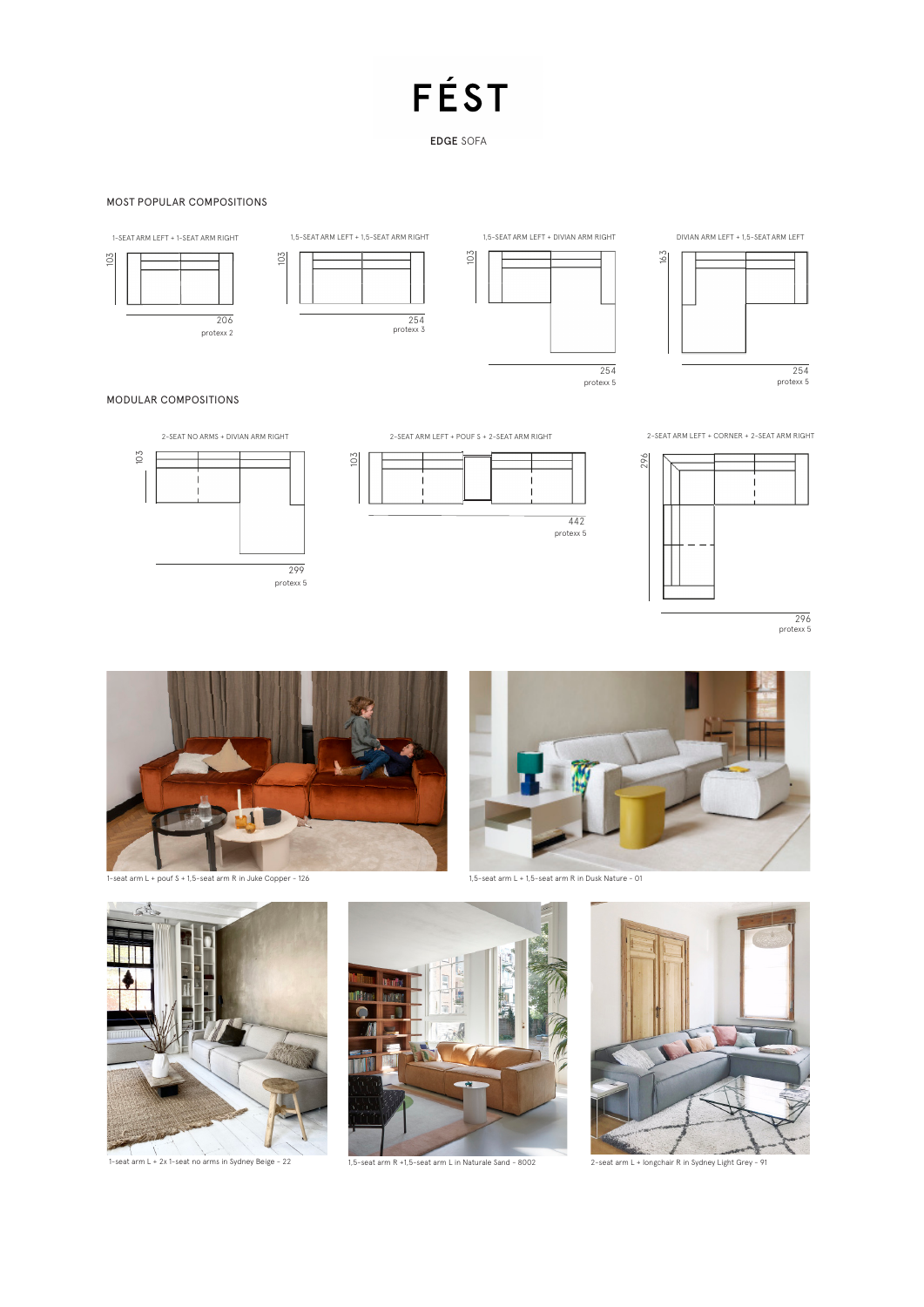# FÉST

**EDGE** SOFA

## MOST POPULAR COMPOSITIONS

1-SEAT ARM LEFT + 1-SEAT ARM RIGHT

103

206

protexx 2

1,5-SEAT ARM LEFT + 1,5-SEAT ARM RIGHT

103

254

protexx 3

1,5-SEAT ARM LEFT + DIVIAN ARM RIGHT

103

254

protexx 5

DIVIAN ARM LEFT + 1,5-SEAT ARM LEFT

163

254

protexx 5

## MODULAR COMPOSITIONS

2-SEAT NO ARMS + DIVIAN ARM RIGHT

103

299

protexx 5

2-SEAT ARM LEFT + POUF S + 2-SEAT ARM RIGHT

103

442

protexx 5

2-SEAT ARM LEFT + CORNER + 2-SEAT ARM RIGHT

296

296

protexx 5

1-seat arm L + pouf S + 1,5-seat arm R in Juke Copper - 126

1,5-seat arm L + 1,5-seat arm R in Dusk Nature - 01

1-seat arm L + 2x 1-seat no arms in Sydney Beige - 22

1,5-seat arm R +1,5-seat arm L in Naturale Sand - 8002

2-seat arm L + longchair R in Sydney Light Grey - 91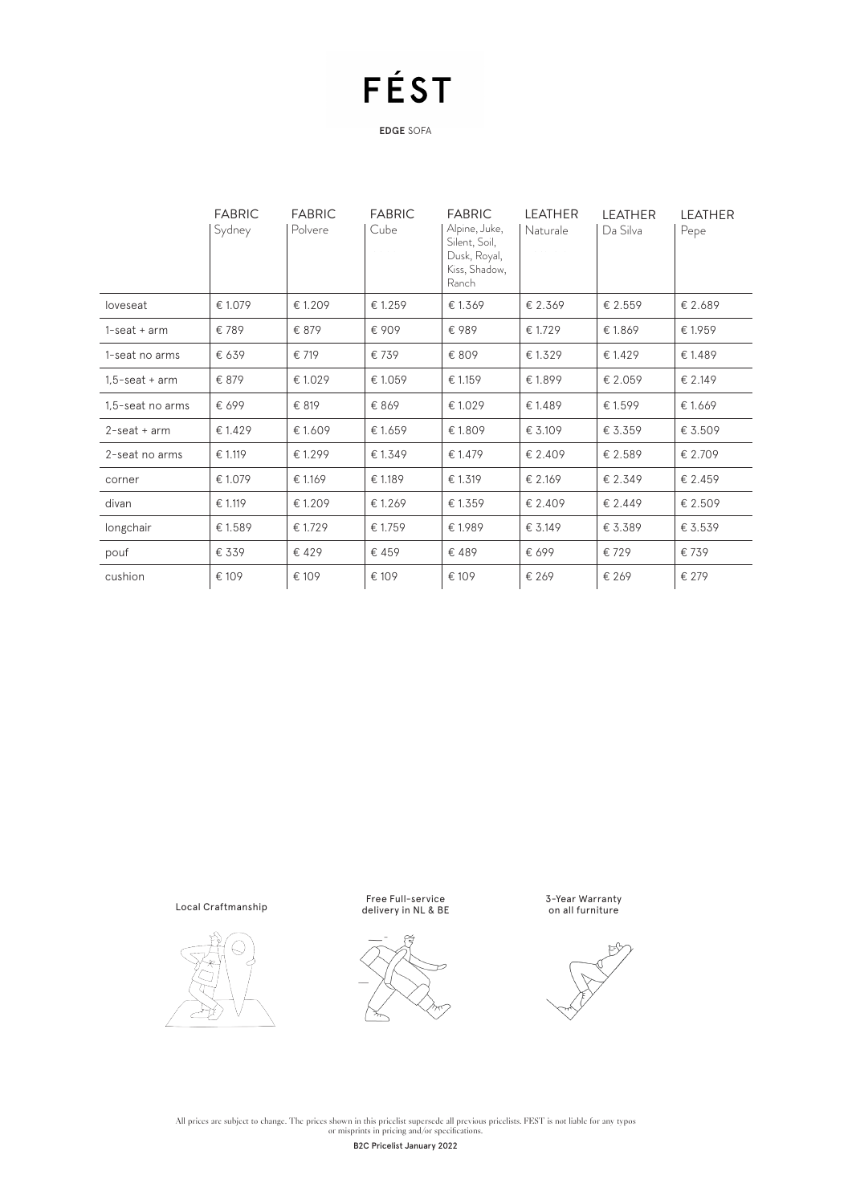# FÉST

**EDGE** SOFA

| | FABRIC Sydney | FABRIC Polvere | FABRIC Cube | FABRIC Alpine, Juke, Silent, Soil, Dusk, Royal, Kiss, Shadow, Ranch | LEATHER Naturale | LEATHER Da Silva | LEATHER Pepe |
|---|---|---|---|---|---|---|---|
| loveseat | € 1.079 | € 1.209 | € 1.259 | € 1.369 | € 2.369 | € 2.559 | € 2.689 |
| 1-seat + arm | € 789 | € 879 | € 909 | € 989 | € 1.729 | € 1.869 | € 1.959 |
| 1-seat no arms | € 639 | € 719 | € 739 | € 809 | € 1.329 | € 1.429 | € 1.489 |
| 1,5-seat + arm | € 879 | € 1.029 | € 1.059 | € 1.159 | € 1.899 | € 2.059 | € 2.149 |
| 1,5-seat no arms | € 699 | € 819 | € 869 | € 1.029 | € 1.489 | € 1.599 | € 1.669 |
| 2-seat + arm | € 1.429 | € 1.609 | € 1.659 | € 1.809 | € 3.109 | € 3.359 | € 3.509 |
| 2-seat no arms | € 1.119 | € 1.299 | € 1.349 | € 1.479 | € 2.409 | € 2.589 | € 2.709 |
| corner | € 1.079 | € 1.169 | € 1.189 | € 1.319 | € 2.169 | € 2.349 | € 2.459 |
| divan | € 1.119 | € 1.209 | € 1.269 | € 1.359 | € 2.409 | € 2.449 | € 2.509 |
| longchair | € 1.589 | € 1.729 | € 1.759 | € 1.989 | € 3.149 | € 3.389 | € 3.539 |
| pouf | € 339 | € 429 | € 459 | € 489 | € 699 | € 729 | € 739 |
| cushion | € 109 | € 109 | € 109 | € 109 | € 269 | € 269 | € 279 |

Local Craftmanship

Free Full-service delivery in NL & BE

3-Year Warranty on all furniture

All prices are subject to change. The prices shown in this pricelist supersede all previous pricelists. FEST is not liable for any typos or misprints in pricing and/or specifications.

**B2C Pricelist January 2022**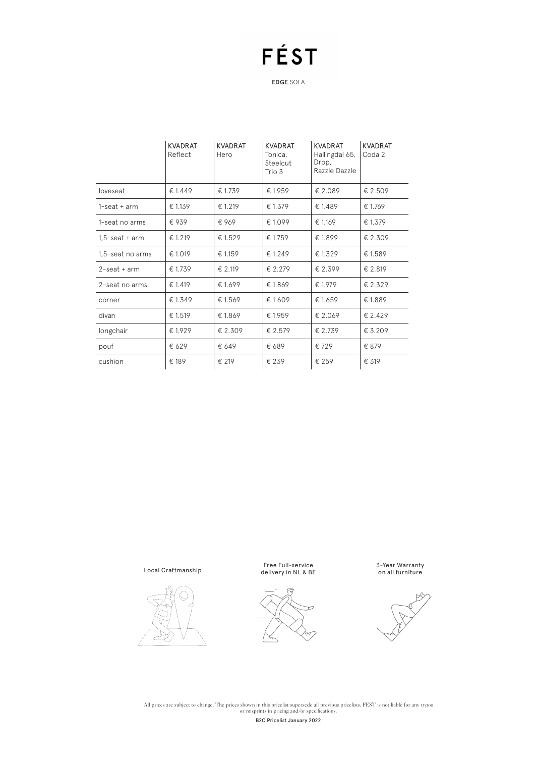# FÉST

**EDGE** SOFA

| | KVADRAT Reflect | KVADRAT Hero | KVADRAT Tonica, Steelcut Trio 3 | KVADRAT Hallingdal 65, Drop, Razzle Dazzle | KVADRAT Coda 2 |
|---|---|---|---|---|---|
| loveseat | € 1.449 | € 1.739 | € 1.959 | € 2.089 | € 2.509 |
| 1-seat + arm | € 1.139 | € 1.219 | € 1.379 | € 1.489 | € 1.769 |
| 1-seat no arms | € 939 | € 969 | € 1.099 | € 1.169 | € 1.379 |
| 1,5-seat + arm | € 1.219 | € 1.529 | € 1.759 | € 1.899 | € 2.309 |
| 1,5-seat no arms | € 1.019 | € 1.159 | € 1.249 | € 1.329 | € 1.589 |
| 2-seat + arm | € 1.739 | € 2.119 | € 2.279 | € 2.399 | € 2.819 |
| 2-seat no arms | € 1.419 | € 1.699 | € 1.869 | € 1.979 | € 2.329 |
| corner | € 1.349 | € 1.569 | € 1.609 | € 1.659 | € 1.889 |
| divan | € 1.519 | € 1.869 | € 1.959 | € 2.069 | € 2.429 |
| longchair | € 1.929 | € 2.309 | € 2.579 | € 2.739 | € 3.209 |
| pouf | € 629 | € 649 | € 689 | € 729 | € 879 |
| cushion | € 189 | € 219 | € 239 | € 259 | € 319 |

Local Craftmanship

Free Full-service delivery in NL & BE

3-Year Warranty on all furniture

All prices are subject to change. The prices shown in this pricelist supersede all previous pricelists. FEST is not liable for any typos or misprints in pricing and/or specifications.

**B2C Pricelist January 2022**